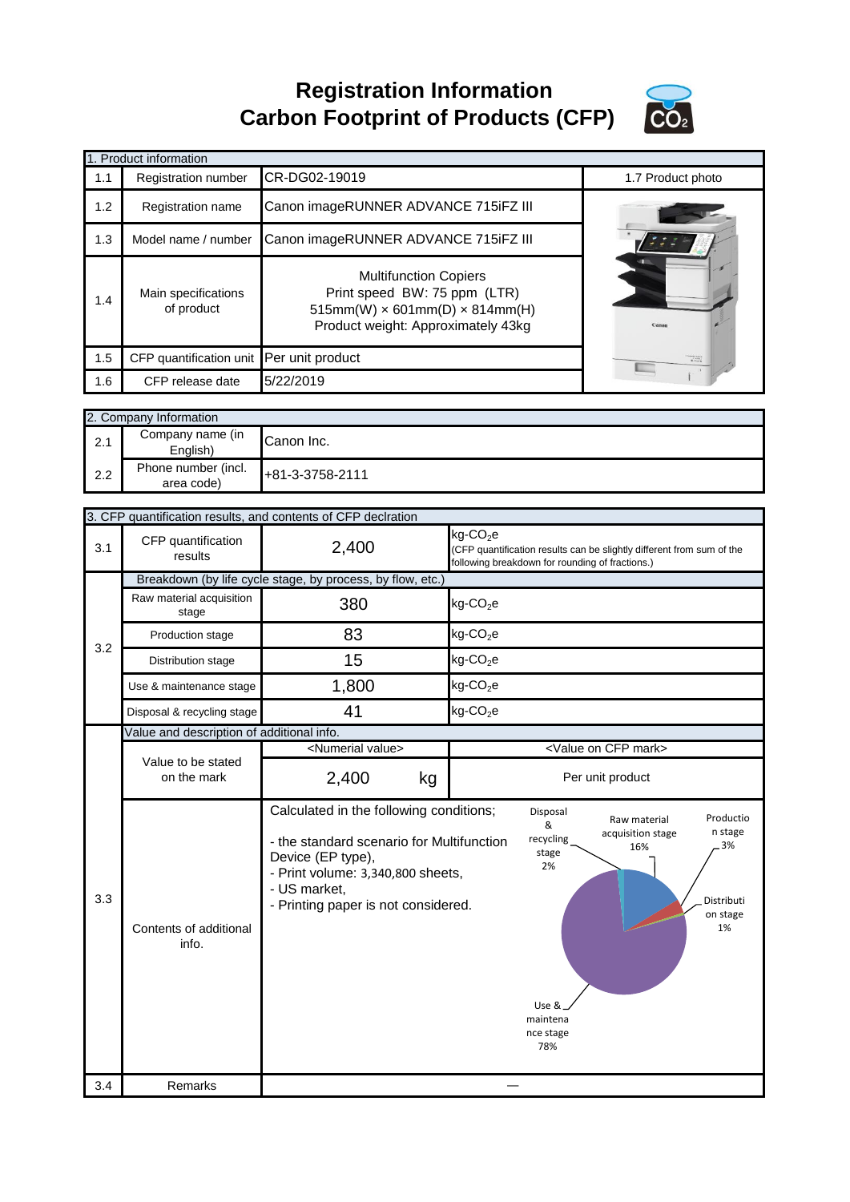# Registration Information
# Carbon Footprint of Products (CFP)

| 1. Product information | | | |
|---|---|---|---|
| 1.1 | Registration number | CR-DG02-19019 | 1.7 Product photo |
| 1.2 | Registration name | Canon imageRUNNER ADVANCE 715iFZ III | |
| 1.3 | Model name / number | Canon imageRUNNER ADVANCE 715iFZ III | |
| 1.4 | Main specifications of product | Multifunction Copiers<br>Print speed BW: 75 ppm (LTR)<br>515mm(W) × 601mm(D) × 814mm(H)<br>Product weight: Approximately 43kg | |
| 1.5 | CFP quantification unit | Per unit product | |
| 1.6 | CFP release date | 5/22/2019 | |

| 2. Company Information | | |
|---|---|---|
| 2.1 | Company name (in English) | Canon Inc. |
| 2.2 | Phone number (incl. area code) | +81-3-3758-2111 |

| 3. CFP quantification results, and contents of CFP declration | | | |
|---|---|---|---|
| 3.1 | CFP quantification results | 2,400 | kg-$CO_2$e<br>(CFP quantification results can be slightly different from sum of the following breakdown for rounding of fractions.) |
| 3.2 | Breakdown (by life cycle stage, by process, by flow, etc.) | | |
| | Raw material acquisition stage | 380 | kg-$CO_2$e |
| | Production stage | 83 | kg-$CO_2$e |
| | Distribution stage | 15 | kg-$CO_2$e |
| | Use & maintenance stage | 1,800 | kg-$CO_2$e |
| | Disposal & recycling stage | 41 | kg-$CO_2$e |
| 3.3 | Value and description of additional info. | | |
| | Value to be stated on the mark | <Numerial value><br>2,400 kg | <Value on CFP mark><br>Per unit product |
| | Contents of additional info. | Calculated in the following conditions;<br>- the standard scenario for Multifunction Device (EP type),<br>- Print volume: 3,340,800 sheets,<br>- US market,<br>- Printing paper is not considered. | Raw material acquisition stage 16%<br>Production stage 3%<br>Distribution stage 1%<br>Use & maintenance stage 78%<br>Disposal & recycling stage 2% |
| 3.4 | Remarks | — | |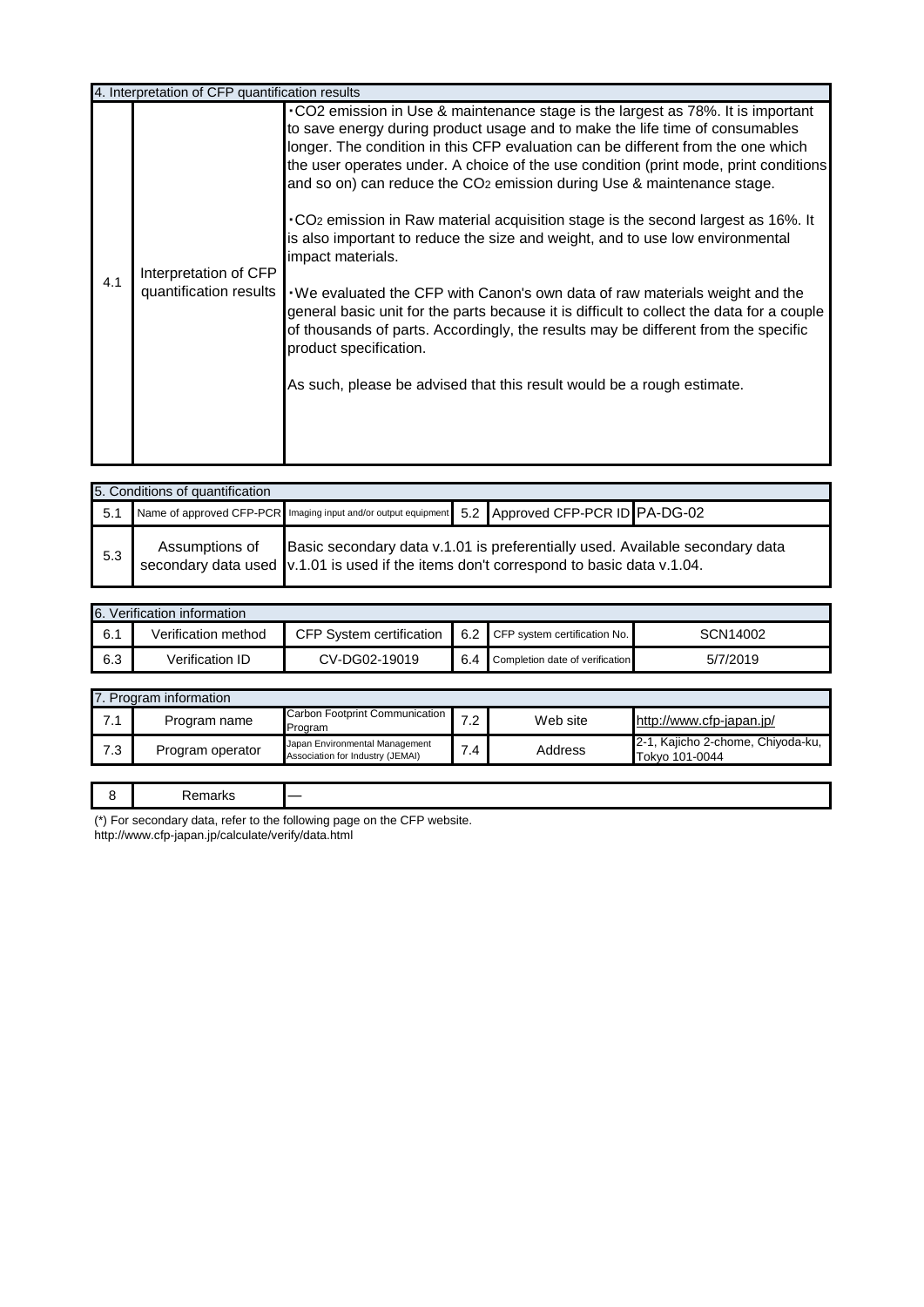## 4. Interpretation of CFP quantification results

| | | |
|---|---|---|
| 4.1 | Interpretation of CFP quantification results | ・$CO_2$ emission in Use & maintenance stage is the largest as 78%. It is important to save energy during product usage and to make the life time of consumables longer. The condition in this CFP evaluation can be different from the one which the user operates under. A choice of the use condition (print mode, print conditions and so on) can reduce the $CO_2$ emission during Use & maintenance stage.<br><br>・$CO_2$ emission in Raw material acquisition stage is the second largest as 16%. It is also important to reduce the size and weight, and to use low environmental impact materials.<br><br>・We evaluated the CFP with Canon's own data of raw materials weight and the general basic unit for the parts because it is difficult to collect the data for a couple of thousands of parts. Accordingly, the results may be different from the specific product specification.<br><br>As such, please be advised that this result would be a rough estimate. |

## 5. Conditions of quantification

| | | | | | |
|---|---|---|---|---|---|
| 5.1 | Name of approved CFP-PCR | Imaging input and/or output equipment | 5.2 | Approved CFP-PCR ID | PA-DG-02 |
| 5.3 | Assumptions of secondary data used | Basic secondary data v.1.01 is preferentially used. Available secondary data v.1.01 is used if the items don't correspond to basic data v.1.04. | | | |

## 6. Verification information

| | | | | | |
|---|---|---|---|---|---|
| 6.1 | Verification method | CFP System certification | 6.2 | CFP system certification No. | SCN14002 |
| 6.3 | Verification ID | CV-DG02-19019 | 6.4 | Completion date of verification | 5/7/2019 |

## 7. Program information

| | | | | | |
|---|---|---|---|---|---|
| 7.1 | Program name | Carbon Footprint Communication Program | 7.2 | Web site | http://www.cfp-japan.jp/ |
| 7.3 | Program operator | Japan Environmental Management Association for Industry (JEMAI) | 7.4 | Address | 2-1, Kajicho 2-chome, Chiyoda-ku, Tokyo 101-0044 |

| | | |
|---|---|---|
| 8 | Remarks | — |

(*) For secondary data, refer to the following page on the CFP website.
http://www.cfp-japan.jp/calculate/verify/data.html